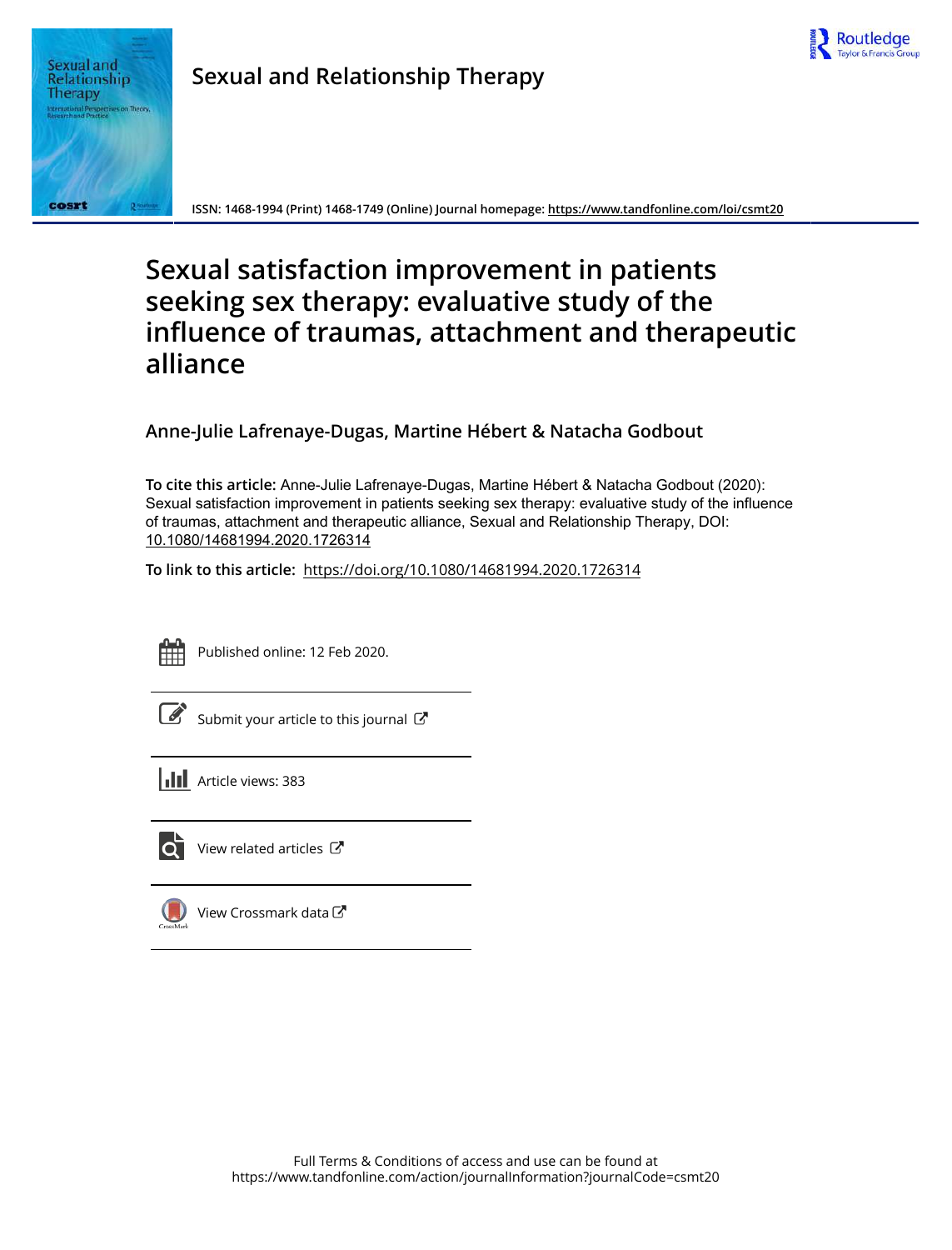Sexual and Relationship Therapy

ISSN: 1468-1994 (Print) 1468-1749 (Online) Journal homepage: https://www.tandfonline.com/loi/csmt20

# Sexual satisfaction improvement in patients seeking sex therapy: evaluative study of the influence of traumas, attachment and therapeutic alliance

**Anne-Julie Lafrenaye-Dugas, Martine Hébert & Natacha Godbout**

**To cite this article:** Anne-Julie Lafrenaye-Dugas, Martine Hébert & Natacha Godbout (2020): Sexual satisfaction improvement in patients seeking sex therapy: evaluative study of the influence of traumas, attachment and therapeutic alliance, Sexual and Relationship Therapy, DOI: 10.1080/14681994.2020.1726314

**To link to this article:** https://doi.org/10.1080/14681994.2020.1726314

Published online: 12 Feb 2020.

Submit your article to this journal

Article views: 383

View related articles

View Crossmark data

Full Terms & Conditions of access and use can be found at https://www.tandfonline.com/action/journalInformation?journalCode=csmt20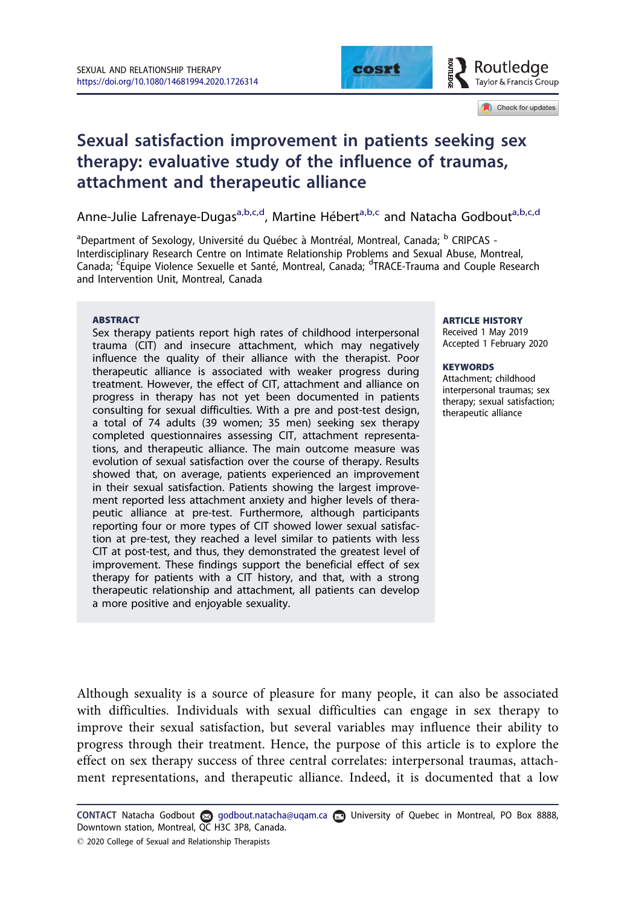# Sexual satisfaction improvement in patients seeking sex therapy: evaluative study of the influence of traumas, attachment and therapeutic alliance

Anne-Julie Lafrenaye-Dugas[a,b,c,d], Martine Hébert[a,b,c] and Natacha Godbout[a,b,c,d]

[a]Department of Sexology, Université du Québec à Montréal, Montreal, Canada; [b] CRIPCAS - Interdisciplinary Research Centre on Intimate Relationship Problems and Sexual Abuse, Montreal, Canada; [c]Équipe Violence Sexuelle et Santé, Montreal, Canada; [d]TRACE-Trauma and Couple Research and Intervention Unit, Montreal, Canada

## ABSTRACT

Sex therapy patients report high rates of childhood interpersonal trauma (CIT) and insecure attachment, which may negatively influence the quality of their alliance with the therapist. Poor therapeutic alliance is associated with weaker progress during treatment. However, the effect of CIT, attachment and alliance on progress in therapy has not yet been documented in patients consulting for sexual difficulties. With a pre and post-test design, a total of 74 adults (39 women; 35 men) seeking sex therapy completed questionnaires assessing CIT, attachment representations, and therapeutic alliance. The main outcome measure was evolution of sexual satisfaction over the course of therapy. Results showed that, on average, patients experienced an improvement in their sexual satisfaction. Patients showing the largest improvement reported less attachment anxiety and higher levels of therapeutic alliance at pre-test. Furthermore, although participants reporting four or more types of CIT showed lower sexual satisfaction at pre-test, they reached a level similar to patients with less CIT at post-test, and thus, they demonstrated the greatest level of improvement. These findings support the beneficial effect of sex therapy for patients with a CIT history, and that, with a strong therapeutic relationship and attachment, all patients can develop a more positive and enjoyable sexuality.

**ARTICLE HISTORY**
Received 1 May 2019
Accepted 1 February 2020

**KEYWORDS**
Attachment; childhood interpersonal traumas; sex therapy; sexual satisfaction; therapeutic alliance

Although sexuality is a source of pleasure for many people, it can also be associated with difficulties. Individuals with sexual difficulties can engage in sex therapy to improve their sexual satisfaction, but several variables may influence their ability to progress through their treatment. Hence, the purpose of this article is to explore the effect on sex therapy success of three central correlates: interpersonal traumas, attachment representations, and therapeutic alliance. Indeed, it is documented that a low

**CONTACT** Natacha Godbout godbout.natacha@uqam.ca University of Quebec in Montreal, PO Box 8888, Downtown station, Montreal, QC H3C 3P8, Canada.

© 2020 College of Sexual and Relationship Therapists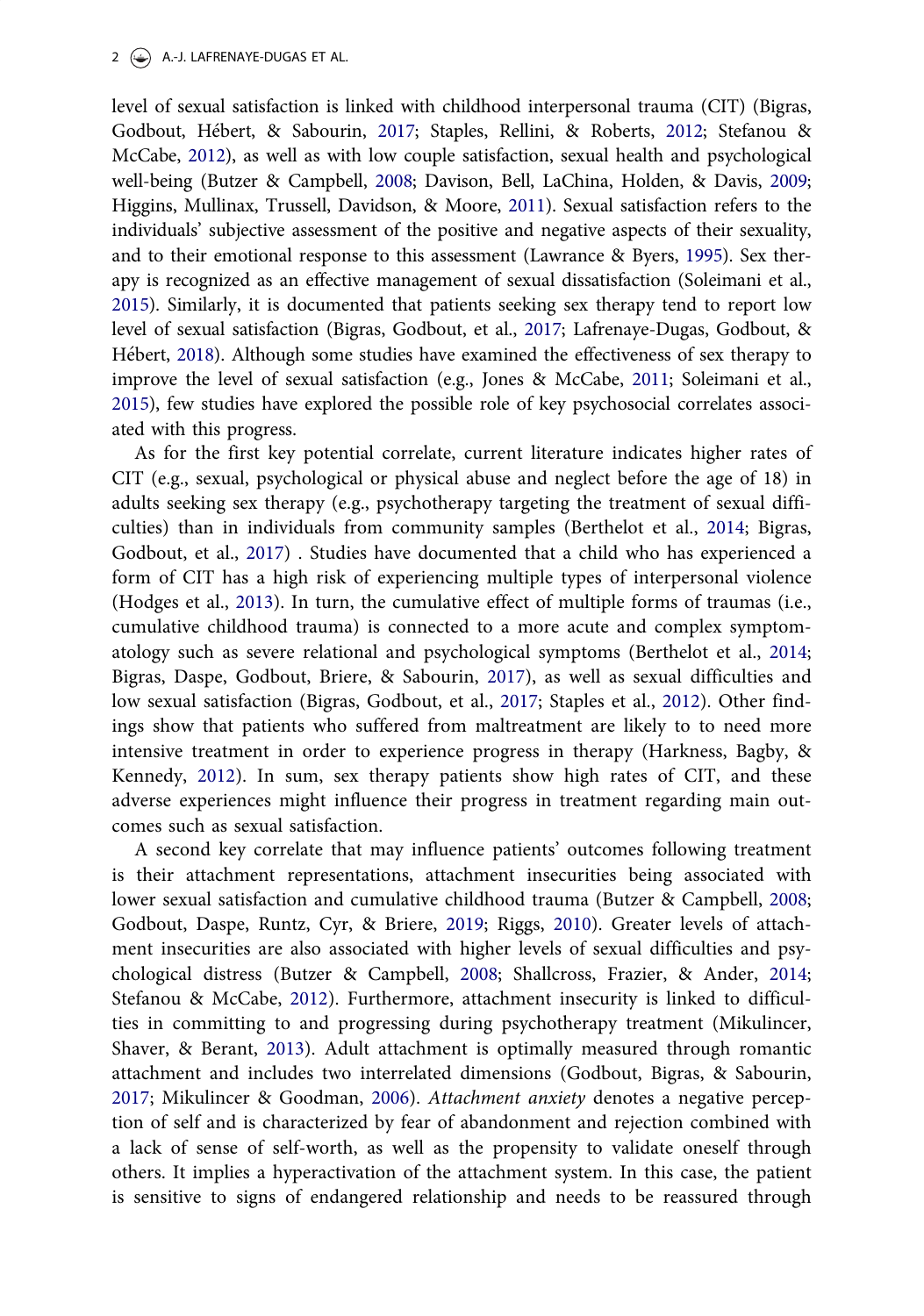level of sexual satisfaction is linked with childhood interpersonal trauma (CIT) (Bigras, Godbout, Hébert, & Sabourin, 2017; Staples, Rellini, & Roberts, 2012; Stefanou & McCabe, 2012), as well as with low couple satisfaction, sexual health and psychological well-being (Butzer & Campbell, 2008; Davison, Bell, LaChina, Holden, & Davis, 2009; Higgins, Mullinax, Trussell, Davidson, & Moore, 2011). Sexual satisfaction refers to the individuals' subjective assessment of the positive and negative aspects of their sexuality, and to their emotional response to this assessment (Lawrance & Byers, 1995). Sex therapy is recognized as an effective management of sexual dissatisfaction (Soleimani et al., 2015). Similarly, it is documented that patients seeking sex therapy tend to report low level of sexual satisfaction (Bigras, Godbout, et al., 2017; Lafrenaye-Dugas, Godbout, & Hébert, 2018). Although some studies have examined the effectiveness of sex therapy to improve the level of sexual satisfaction (e.g., Jones & McCabe, 2011; Soleimani et al., 2015), few studies have explored the possible role of key psychosocial correlates associated with this progress.

As for the first key potential correlate, current literature indicates higher rates of CIT (e.g., sexual, psychological or physical abuse and neglect before the age of 18) in adults seeking sex therapy (e.g., psychotherapy targeting the treatment of sexual difficulties) than in individuals from community samples (Berthelot et al., 2014; Bigras, Godbout, et al., 2017) . Studies have documented that a child who has experienced a form of CIT has a high risk of experiencing multiple types of interpersonal violence (Hodges et al., 2013). In turn, the cumulative effect of multiple forms of traumas (i.e., cumulative childhood trauma) is connected to a more acute and complex symptomatology such as severe relational and psychological symptoms (Berthelot et al., 2014; Bigras, Daspe, Godbout, Briere, & Sabourin, 2017), as well as sexual difficulties and low sexual satisfaction (Bigras, Godbout, et al., 2017; Staples et al., 2012). Other findings show that patients who suffered from maltreatment are likely to to need more intensive treatment in order to experience progress in therapy (Harkness, Bagby, & Kennedy, 2012). In sum, sex therapy patients show high rates of CIT, and these adverse experiences might influence their progress in treatment regarding main outcomes such as sexual satisfaction.

A second key correlate that may influence patients' outcomes following treatment is their attachment representations, attachment insecurities being associated with lower sexual satisfaction and cumulative childhood trauma (Butzer & Campbell, 2008; Godbout, Daspe, Runtz, Cyr, & Briere, 2019; Riggs, 2010). Greater levels of attachment insecurities are also associated with higher levels of sexual difficulties and psychological distress (Butzer & Campbell, 2008; Shallcross, Frazier, & Ander, 2014; Stefanou & McCabe, 2012). Furthermore, attachment insecurity is linked to difficulties in committing to and progressing during psychotherapy treatment (Mikulincer, Shaver, & Berant, 2013). Adult attachment is optimally measured through romantic attachment and includes two interrelated dimensions (Godbout, Bigras, & Sabourin, 2017; Mikulincer & Goodman, 2006). *Attachment anxiety* denotes a negative perception of self and is characterized by fear of abandonment and rejection combined with a lack of sense of self-worth, as well as the propensity to validate oneself through others. It implies a hyperactivation of the attachment system. In this case, the patient is sensitive to signs of endangered relationship and needs to be reassured through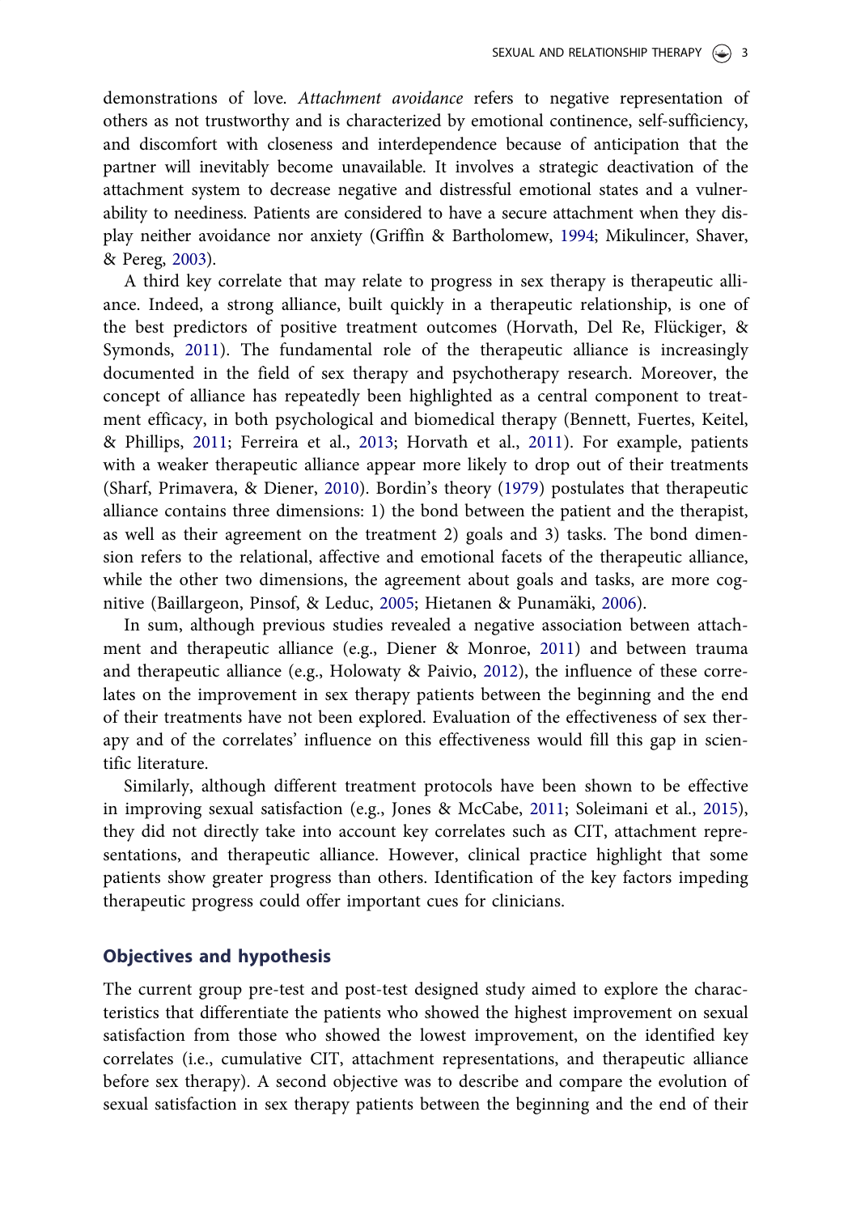demonstrations of love. *Attachment avoidance* refers to negative representation of others as not trustworthy and is characterized by emotional continence, self-sufficiency, and discomfort with closeness and interdependence because of anticipation that the partner will inevitably become unavailable. It involves a strategic deactivation of the attachment system to decrease negative and distressful emotional states and a vulnerability to neediness. Patients are considered to have a secure attachment when they display neither avoidance nor anxiety (Griffin & Bartholomew, 1994; Mikulincer, Shaver, & Pereg, 2003).

A third key correlate that may relate to progress in sex therapy is therapeutic alliance. Indeed, a strong alliance, built quickly in a therapeutic relationship, is one of the best predictors of positive treatment outcomes (Horvath, Del Re, Flückiger, & Symonds, 2011). The fundamental role of the therapeutic alliance is increasingly documented in the field of sex therapy and psychotherapy research. Moreover, the concept of alliance has repeatedly been highlighted as a central component to treatment efficacy, in both psychological and biomedical therapy (Bennett, Fuertes, Keitel, & Phillips, 2011; Ferreira et al., 2013; Horvath et al., 2011). For example, patients with a weaker therapeutic alliance appear more likely to drop out of their treatments (Sharf, Primavera, & Diener, 2010). Bordin's theory (1979) postulates that therapeutic alliance contains three dimensions: 1) the bond between the patient and the therapist, as well as their agreement on the treatment 2) goals and 3) tasks. The bond dimension refers to the relational, affective and emotional facets of the therapeutic alliance, while the other two dimensions, the agreement about goals and tasks, are more cognitive (Baillargeon, Pinsof, & Leduc, 2005; Hietanen & Punamäki, 2006).

In sum, although previous studies revealed a negative association between attachment and therapeutic alliance (e.g., Diener & Monroe, 2011) and between trauma and therapeutic alliance (e.g., Holowaty & Paivio, 2012), the influence of these correlates on the improvement in sex therapy patients between the beginning and the end of their treatments have not been explored. Evaluation of the effectiveness of sex therapy and of the correlates' influence on this effectiveness would fill this gap in scientific literature.

Similarly, although different treatment protocols have been shown to be effective in improving sexual satisfaction (e.g., Jones & McCabe, 2011; Soleimani et al., 2015), they did not directly take into account key correlates such as CIT, attachment representations, and therapeutic alliance. However, clinical practice highlight that some patients show greater progress than others. Identification of the key factors impeding therapeutic progress could offer important cues for clinicians.

## Objectives and hypothesis

The current group pre-test and post-test designed study aimed to explore the characteristics that differentiate the patients who showed the highest improvement on sexual satisfaction from those who showed the lowest improvement, on the identified key correlates (i.e., cumulative CIT, attachment representations, and therapeutic alliance before sex therapy). A second objective was to describe and compare the evolution of sexual satisfaction in sex therapy patients between the beginning and the end of their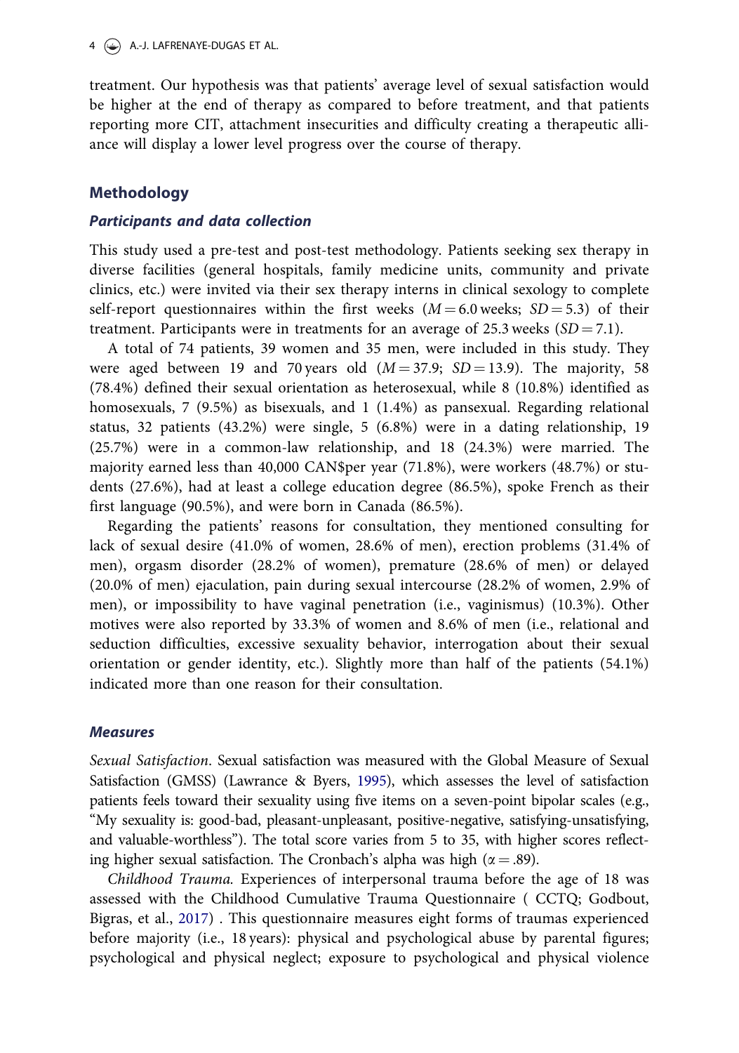treatment. Our hypothesis was that patients' average level of sexual satisfaction would be higher at the end of therapy as compared to before treatment, and that patients reporting more CIT, attachment insecurities and difficulty creating a therapeutic alliance will display a lower level progress over the course of therapy.

## Methodology

### *Participants and data collection*

This study used a pre-test and post-test methodology. Patients seeking sex therapy in diverse facilities (general hospitals, family medicine units, community and private clinics, etc.) were invited via their sex therapy interns in clinical sexology to complete self-report questionnaires within the first weeks ($M = 6.0$ weeks; $SD = 5.3$) of their treatment. Participants were in treatments for an average of 25.3 weeks ($SD = 7.1$).

A total of 74 patients, 39 women and 35 men, were included in this study. They were aged between 19 and 70 years old ($M = 37.9$; $SD = 13.9$). The majority, 58 (78.4%) defined their sexual orientation as heterosexual, while 8 (10.8%) identified as homosexuals, 7 (9.5%) as bisexuals, and 1 (1.4%) as pansexual. Regarding relational status, 32 patients (43.2%) were single, 5 (6.8%) were in a dating relationship, 19 (25.7%) were in a common-law relationship, and 18 (24.3%) were married. The majority earned less than 40,000 CAN$per year (71.8%), were workers (48.7%) or students (27.6%), had at least a college education degree (86.5%), spoke French as their first language (90.5%), and were born in Canada (86.5%).

Regarding the patients' reasons for consultation, they mentioned consulting for lack of sexual desire (41.0% of women, 28.6% of men), erection problems (31.4% of men), orgasm disorder (28.2% of women), premature (28.6% of men) or delayed (20.0% of men) ejaculation, pain during sexual intercourse (28.2% of women, 2.9% of men), or impossibility to have vaginal penetration (i.e., vaginismus) (10.3%). Other motives were also reported by 33.3% of women and 8.6% of men (i.e., relational and seduction difficulties, excessive sexuality behavior, interrogation about their sexual orientation or gender identity, etc.). Slightly more than half of the patients (54.1%) indicated more than one reason for their consultation.

### *Measures*

*Sexual Satisfaction*. Sexual satisfaction was measured with the Global Measure of Sexual Satisfaction (GMSS) (Lawrance & Byers, 1995), which assesses the level of satisfaction patients feels toward their sexuality using five items on a seven-point bipolar scales (e.g., "My sexuality is: good-bad, pleasant-unpleasant, positive-negative, satisfying-unsatisfying, and valuable-worthless"). The total score varies from 5 to 35, with higher scores reflecting higher sexual satisfaction. The Cronbach's alpha was high ($\alpha = .89$).

*Childhood Trauma.* Experiences of interpersonal trauma before the age of 18 was assessed with the Childhood Cumulative Trauma Questionnaire ( CCTQ; Godbout, Bigras, et al., 2017) . This questionnaire measures eight forms of traumas experienced before majority (i.e., 18 years): physical and psychological abuse by parental figures; psychological and physical neglect; exposure to psychological and physical violence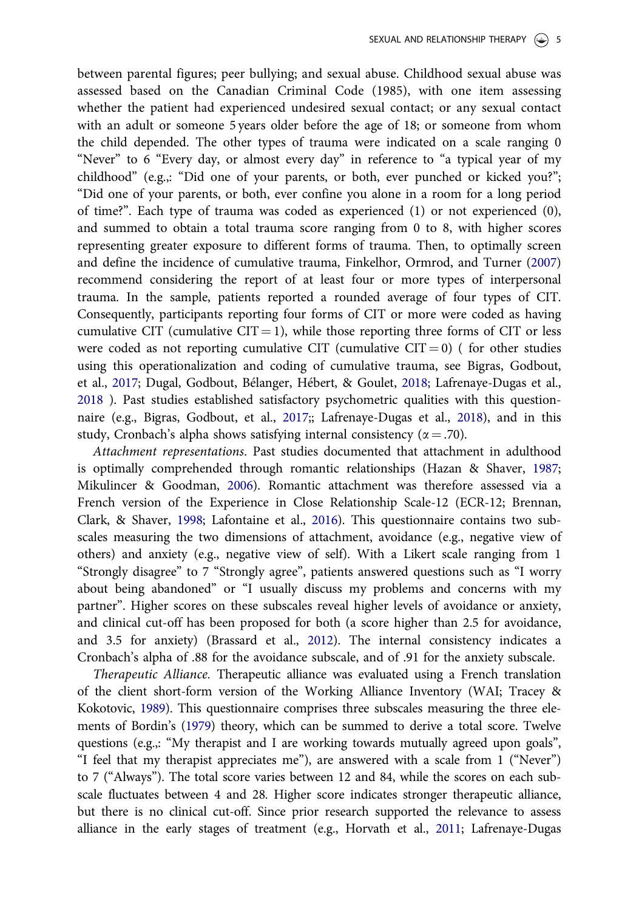between parental figures; peer bullying; and sexual abuse. Childhood sexual abuse was assessed based on the Canadian Criminal Code (1985), with one item assessing whether the patient had experienced undesired sexual contact; or any sexual contact with an adult or someone 5 years older before the age of 18; or someone from whom the child depended. The other types of trauma were indicated on a scale ranging 0 "Never" to 6 "Every day, or almost every day" in reference to "a typical year of my childhood" (e.g.,: "Did one of your parents, or both, ever punched or kicked you?"; "Did one of your parents, or both, ever confine you alone in a room for a long period of time?". Each type of trauma was coded as experienced (1) or not experienced (0), and summed to obtain a total trauma score ranging from 0 to 8, with higher scores representing greater exposure to different forms of trauma. Then, to optimally screen and define the incidence of cumulative trauma, Finkelhor, Ormrod, and Turner (2007) recommend considering the report of at least four or more types of interpersonal trauma. In the sample, patients reported a rounded average of four types of CIT. Consequently, participants reporting four forms of CIT or more were coded as having cumulative CIT (cumulative CIT = 1), while those reporting three forms of CIT or less were coded as not reporting cumulative CIT (cumulative CIT = 0) ( for other studies using this operationalization and coding of cumulative trauma, see Bigras, Godbout, et al., 2017; Dugal, Godbout, Bélanger, Hébert, & Goulet, 2018; Lafrenaye-Dugas et al., 2018 ). Past studies established satisfactory psychometric qualities with this questionnaire (e.g., Bigras, Godbout, et al., 2017;; Lafrenaye-Dugas et al., 2018), and in this study, Cronbach's alpha shows satisfying internal consistency ($\alpha = .70$).

*Attachment representations*. Past studies documented that attachment in adulthood is optimally comprehended through romantic relationships (Hazan & Shaver, 1987; Mikulincer & Goodman, 2006). Romantic attachment was therefore assessed via a French version of the Experience in Close Relationship Scale-12 (ECR-12; Brennan, Clark, & Shaver, 1998; Lafontaine et al., 2016). This questionnaire contains two subscales measuring the two dimensions of attachment, avoidance (e.g., negative view of others) and anxiety (e.g., negative view of self). With a Likert scale ranging from 1 "Strongly disagree" to 7 "Strongly agree", patients answered questions such as "I worry about being abandoned" or "I usually discuss my problems and concerns with my partner". Higher scores on these subscales reveal higher levels of avoidance or anxiety, and clinical cut-off has been proposed for both (a score higher than 2.5 for avoidance, and 3.5 for anxiety) (Brassard et al., 2012). The internal consistency indicates a Cronbach's alpha of .88 for the avoidance subscale, and of .91 for the anxiety subscale.

*Therapeutic Alliance.* Therapeutic alliance was evaluated using a French translation of the client short-form version of the Working Alliance Inventory (WAI; Tracey & Kokotovic, 1989). This questionnaire comprises three subscales measuring the three elements of Bordin's (1979) theory, which can be summed to derive a total score. Twelve questions (e.g.,: "My therapist and I are working towards mutually agreed upon goals", "I feel that my therapist appreciates me"), are answered with a scale from 1 ("Never") to 7 ("Always"). The total score varies between 12 and 84, while the scores on each subscale fluctuates between 4 and 28. Higher score indicates stronger therapeutic alliance, but there is no clinical cut-off. Since prior research supported the relevance to assess alliance in the early stages of treatment (e.g., Horvath et al., 2011; Lafrenaye-Dugas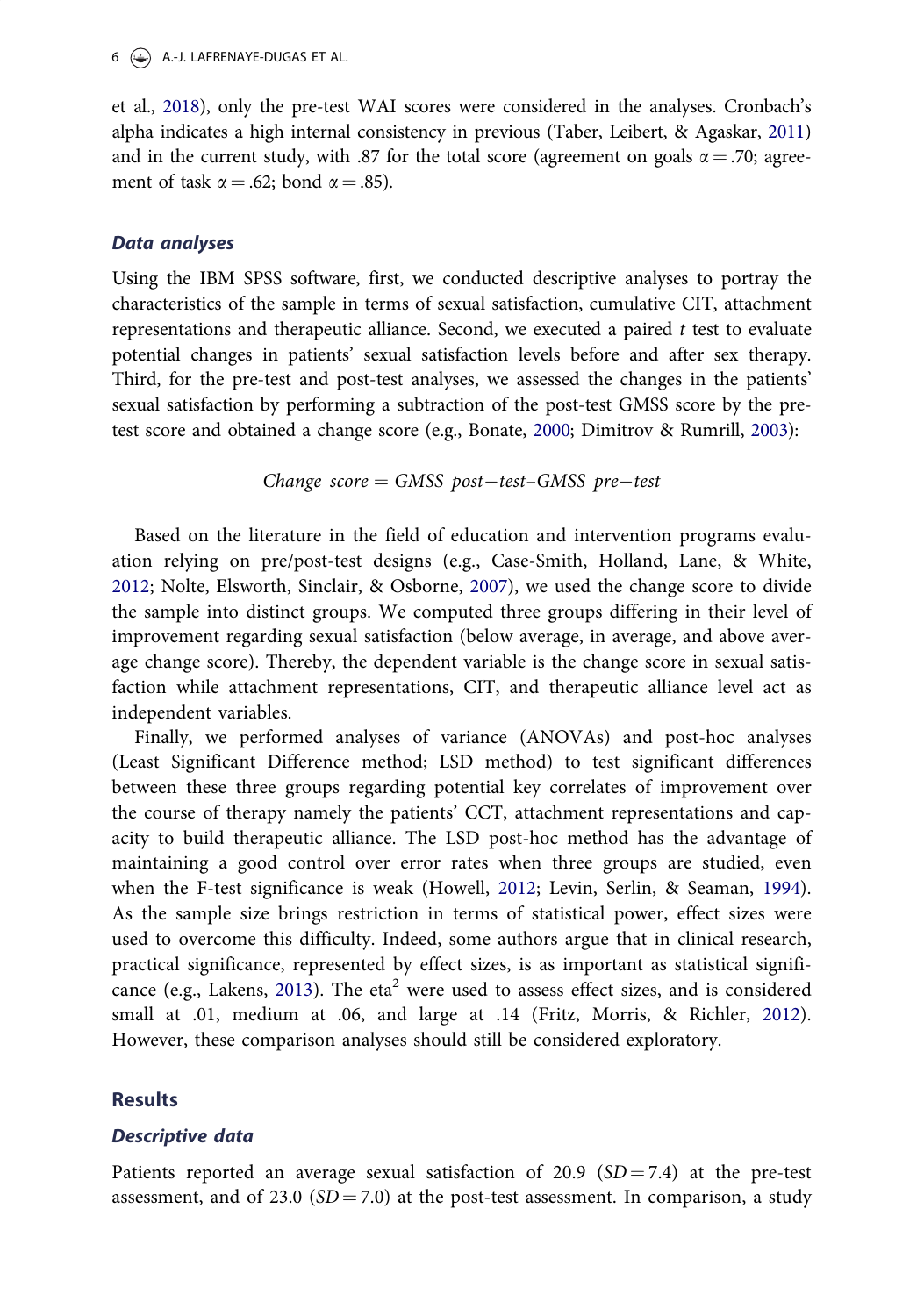et al., 2018), only the pre-test WAI scores were considered in the analyses. Cronbach's alpha indicates a high internal consistency in previous (Taber, Leibert, & Agaskar, 2011) and in the current study, with .87 for the total score (agreement on goals $\alpha = .70$; agreement of task $\alpha = .62$; bond $\alpha = .85$).

### *Data analyses*

Using the IBM SPSS software, first, we conducted descriptive analyses to portray the characteristics of the sample in terms of sexual satisfaction, cumulative CIT, attachment representations and therapeutic alliance. Second, we executed a paired *t* test to evaluate potential changes in patients' sexual satisfaction levels before and after sex therapy. Third, for the pre-test and post-test analyses, we assessed the changes in the patients' sexual satisfaction by performing a subtraction of the post-test GMSS score by the pre-test score and obtained a change score (e.g., Bonate, 2000; Dimitrov & Rumrill, 2003):

$$Change\ score = GMSS\ post-test\text{–}GMSS\ pre-test$$

Based on the literature in the field of education and intervention programs evaluation relying on pre/post-test designs (e.g., Case-Smith, Holland, Lane, & White, 2012; Nolte, Elsworth, Sinclair, & Osborne, 2007), we used the change score to divide the sample into distinct groups. We computed three groups differing in their level of improvement regarding sexual satisfaction (below average, in average, and above average change score). Thereby, the dependent variable is the change score in sexual satisfaction while attachment representations, CIT, and therapeutic alliance level act as independent variables.

Finally, we performed analyses of variance (ANOVAs) and post-hoc analyses (Least Significant Difference method; LSD method) to test significant differences between these three groups regarding potential key correlates of improvement over the course of therapy namely the patients' CCT, attachment representations and capacity to build therapeutic alliance. The LSD post-hoc method has the advantage of maintaining a good control over error rates when three groups are studied, even when the F-test significance is weak (Howell, 2012; Levin, Serlin, & Seaman, 1994). As the sample size brings restriction in terms of statistical power, effect sizes were used to overcome this difficulty. Indeed, some authors argue that in clinical research, practical significance, represented by effect sizes, is as important as statistical significance (e.g., Lakens, 2013). The $eta^2$ were used to assess effect sizes, and is considered small at .01, medium at .06, and large at .14 (Fritz, Morris, & Richler, 2012). However, these comparison analyses should still be considered exploratory.

## Results

### *Descriptive data*

Patients reported an average sexual satisfaction of 20.9 ($SD = 7.4$) at the pre-test assessment, and of 23.0 ($SD = 7.0$) at the post-test assessment. In comparison, a study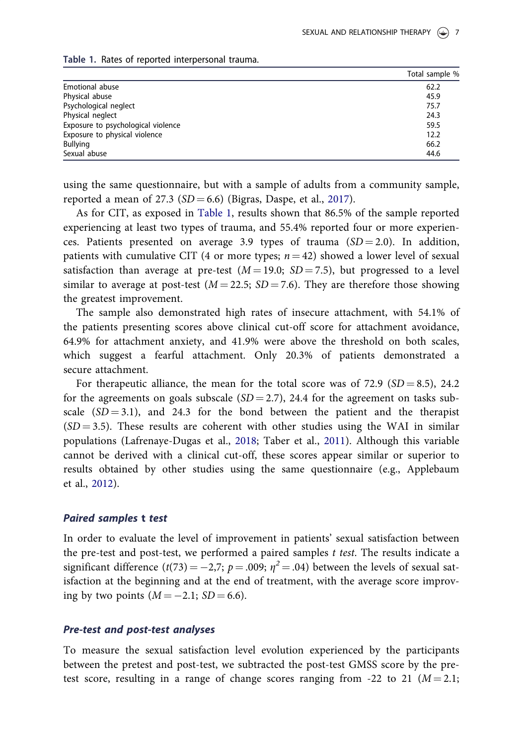Table 1. Rates of reported interpersonal trauma.

| | Total sample % |
|---|---|
| Emotional abuse | 62.2 |
| Physical abuse | 45.9 |
| Psychological neglect | 75.7 |
| Physical neglect | 24.3 |
| Exposure to psychological violence | 59.5 |
| Exposure to physical violence | 12.2 |
| Bullying | 66.2 |
| Sexual abuse | 44.6 |

using the same questionnaire, but with a sample of adults from a community sample, reported a mean of 27.3 ($SD = 6.6$) (Bigras, Daspe, et al., 2017).

As for CIT, as exposed in Table 1, results shown that 86.5% of the sample reported experiencing at least two types of trauma, and 55.4% reported four or more experiences. Patients presented on average 3.9 types of trauma ($SD = 2.0$). In addition, patients with cumulative CIT (4 or more types; $n = 42$) showed a lower level of sexual satisfaction than average at pre-test ($M = 19.0$; $SD = 7.5$), but progressed to a level similar to average at post-test ($M = 22.5$; $SD = 7.6$). They are therefore those showing the greatest improvement.

The sample also demonstrated high rates of insecure attachment, with 54.1% of the patients presenting scores above clinical cut-off score for attachment avoidance, 64.9% for attachment anxiety, and 41.9% were above the threshold on both scales, which suggest a fearful attachment. Only 20.3% of patients demonstrated a secure attachment.

For therapeutic alliance, the mean for the total score was of 72.9 ($SD = 8.5$), 24.2 for the agreements on goals subscale ($SD = 2.7$), 24.4 for the agreement on tasks subscale ($SD = 3.1$), and 24.3 for the bond between the patient and the therapist ($SD = 3.5$). These results are coherent with other studies using the WAI in similar populations (Lafrenaye-Dugas et al., 2018; Taber et al., 2011). Although this variable cannot be derived with a clinical cut-off, these scores appear similar or superior to results obtained by other studies using the same questionnaire (e.g., Applebaum et al., 2012).

### *Paired samples t test*

In order to evaluate the level of improvement in patients' sexual satisfaction between the pre-test and post-test, we performed a paired samples *t test*. The results indicate a significant difference ($t(73) = -2{,}7$; $p = .009$; $\eta^2 = .04$) between the levels of sexual satisfaction at the beginning and at the end of treatment, with the average score improving by two points ($M = -2.1$; $SD = 6.6$).

### *Pre-test and post-test analyses*

To measure the sexual satisfaction level evolution experienced by the participants between the pretest and post-test, we subtracted the post-test GMSS score by the pre-test score, resulting in a range of change scores ranging from -22 to 21 ($M = 2.1$;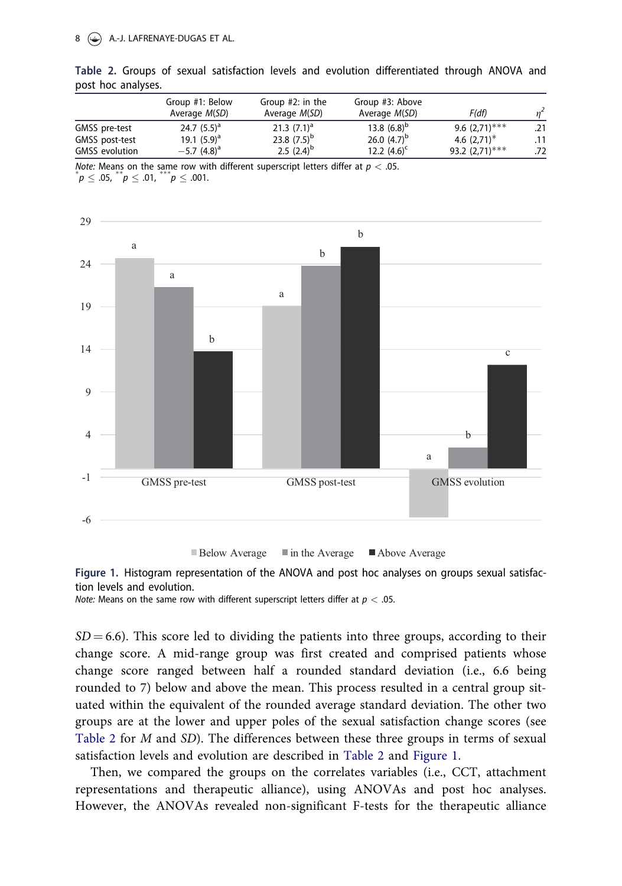**Table 2.** Groups of sexual satisfaction levels and evolution differentiated through ANOVA and post hoc analyses.

| | Group #1: Below Average *M*(*SD*) | Group #2: in the Average *M*(*SD*) | Group #3: Above Average *M*(*SD*) | *F*(*df*) | $\eta^2$ |
|---|---|---|---|---|---|
| GMSS pre-test | 24.7 (5.5)[a] | 21.3 (7.1)[a] | 13.8 (6.8)[b] | 9.6 (2,71)*** | .21 |
| GMSS post-test | 19.1 (5.9)[a] | 23.8 (7.5)[b] | 26.0 (4.7)[b] | 4.6 (2,71)* | .11 |
| GMSS evolution | −5.7 (4.8)[a] | 2.5 (2.4)[b] | 12.2 (4.6)[c] | 93.2 (2,71)*** | .72 |

*Note:* Means on the same row with different superscript letters differ at $p < .05$.
$^{*}p \leq .05$, $^{**}p \leq .01$, $^{***}p \leq .001$.

29
24
19
14
9
4
-1
-6

a a b a b b a b c

GMSS pre-test
GMSS post-test
GMSS evolution

Below Average
in the Average
Above Average

**Figure 1.** Histogram representation of the ANOVA and post hoc analyses on groups sexual satisfaction levels and evolution.
*Note:* Means on the same row with different superscript letters differ at $p < .05$.

$SD = 6.6$). This score led to dividing the patients into three groups, according to their change score. A mid-range group was first created and comprised patients whose change score ranged between half a rounded standard deviation (i.e., 6.6 being rounded to 7) below and above the mean. This process resulted in a central group situated within the equivalent of the rounded average standard deviation. The other two groups are at the lower and upper poles of the sexual satisfaction change scores (see Table 2 for *M* and *SD*). The differences between these three groups in terms of sexual satisfaction levels and evolution are described in Table 2 and Figure 1.

Then, we compared the groups on the correlates variables (i.e., CCT, attachment representations and therapeutic alliance), using ANOVAs and post hoc analyses. However, the ANOVAs revealed non-significant F-tests for the therapeutic alliance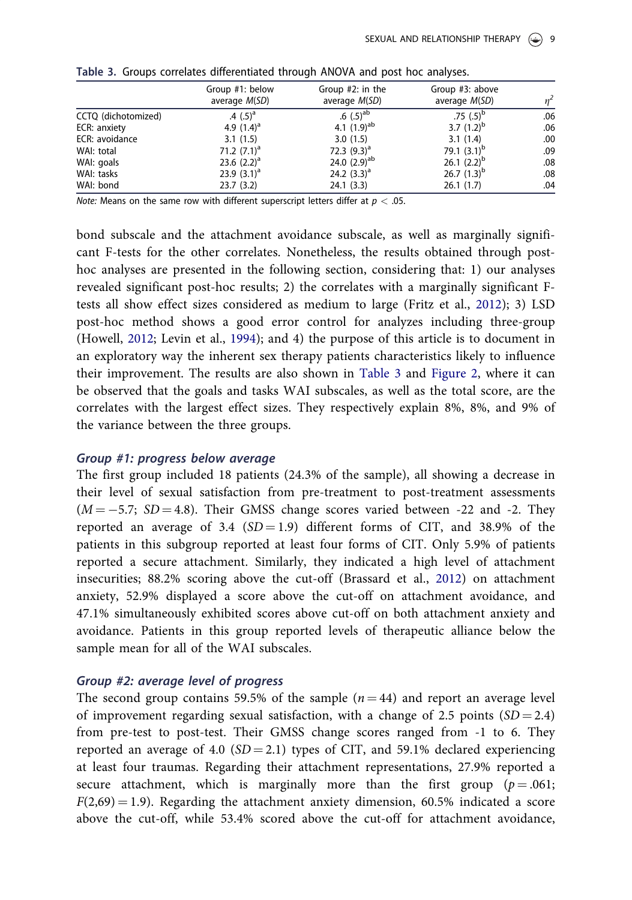Table 3. Groups correlates differentiated through ANOVA and post hoc analyses.

| | Group #1: below average *M*(*SD*) | Group #2: in the average *M*(*SD*) | Group #3: above average *M*(*SD*) | $\eta^2$ |
|---|---|---|---|---|
| CCTQ (dichotomized) | .4 (.5)[a] | .6 (.5)[ab] | .75 (.5)[b] | .06 |
| ECR: anxiety | 4.9 (1.4)[a] | 4.1 (1.9)[ab] | 3.7 (1.2)[b] | .06 |
| ECR: avoidance | 3.1 (1.5) | 3.0 (1.5) | 3.1 (1.4) | .00 |
| WAI: total | 71.2 (7.1)[a] | 72.3 (9.3)[a] | 79.1 (3.1)[b] | .09 |
| WAI: goals | 23.6 (2.2)[a] | 24.0 (2.9)[ab] | 26.1 (2.2)[b] | .08 |
| WAI: tasks | 23.9 (3.1)[a] | 24.2 (3.3)[a] | 26.7 (1.3)[b] | .08 |
| WAI: bond | 23.7 (3.2) | 24.1 (3.3) | 26.1 (1.7) | .04 |

*Note:* Means on the same row with different superscript letters differ at $p < .05$.

bond subscale and the attachment avoidance subscale, as well as marginally significant F-tests for the other correlates. Nonetheless, the results obtained through post-hoc analyses are presented in the following section, considering that: 1) our analyses revealed significant post-hoc results; 2) the correlates with a marginally significant F-tests all show effect sizes considered as medium to large (Fritz et al., 2012); 3) LSD post-hoc method shows a good error control for analyzes including three-group (Howell, 2012; Levin et al., 1994); and 4) the purpose of this article is to document in an exploratory way the inherent sex therapy patients characteristics likely to influence their improvement. The results are also shown in Table 3 and Figure 2, where it can be observed that the goals and tasks WAI subscales, as well as the total score, are the correlates with the largest effect sizes. They respectively explain 8%, 8%, and 9% of the variance between the three groups.

### Group #1: progress below average

The first group included 18 patients (24.3% of the sample), all showing a decrease in their level of sexual satisfaction from pre-treatment to post-treatment assessments ($M = -5.7$; $SD = 4.8$). Their GMSS change scores varied between -22 and -2. They reported an average of 3.4 ($SD = 1.9$) different forms of CIT, and 38.9% of the patients in this subgroup reported at least four forms of CIT. Only 5.9% of patients reported a secure attachment. Similarly, they indicated a high level of attachment insecurities; 88.2% scoring above the cut-off (Brassard et al., 2012) on attachment anxiety, 52.9% displayed a score above the cut-off on attachment avoidance, and 47.1% simultaneously exhibited scores above cut-off on both attachment anxiety and avoidance. Patients in this group reported levels of therapeutic alliance below the sample mean for all of the WAI subscales.

### Group #2: average level of progress

The second group contains 59.5% of the sample ($n = 44$) and report an average level of improvement regarding sexual satisfaction, with a change of 2.5 points ($SD = 2.4$) from pre-test to post-test. Their GMSS change scores ranged from -1 to 6. They reported an average of 4.0 ($SD = 2.1$) types of CIT, and 59.1% declared experiencing at least four traumas. Regarding their attachment representations, 27.9% reported a secure attachment, which is marginally more than the first group ($p = .061$; $F(2,69) = 1.9$). Regarding the attachment anxiety dimension, 60.5% indicated a score above the cut-off, while 53.4% scored above the cut-off for attachment avoidance,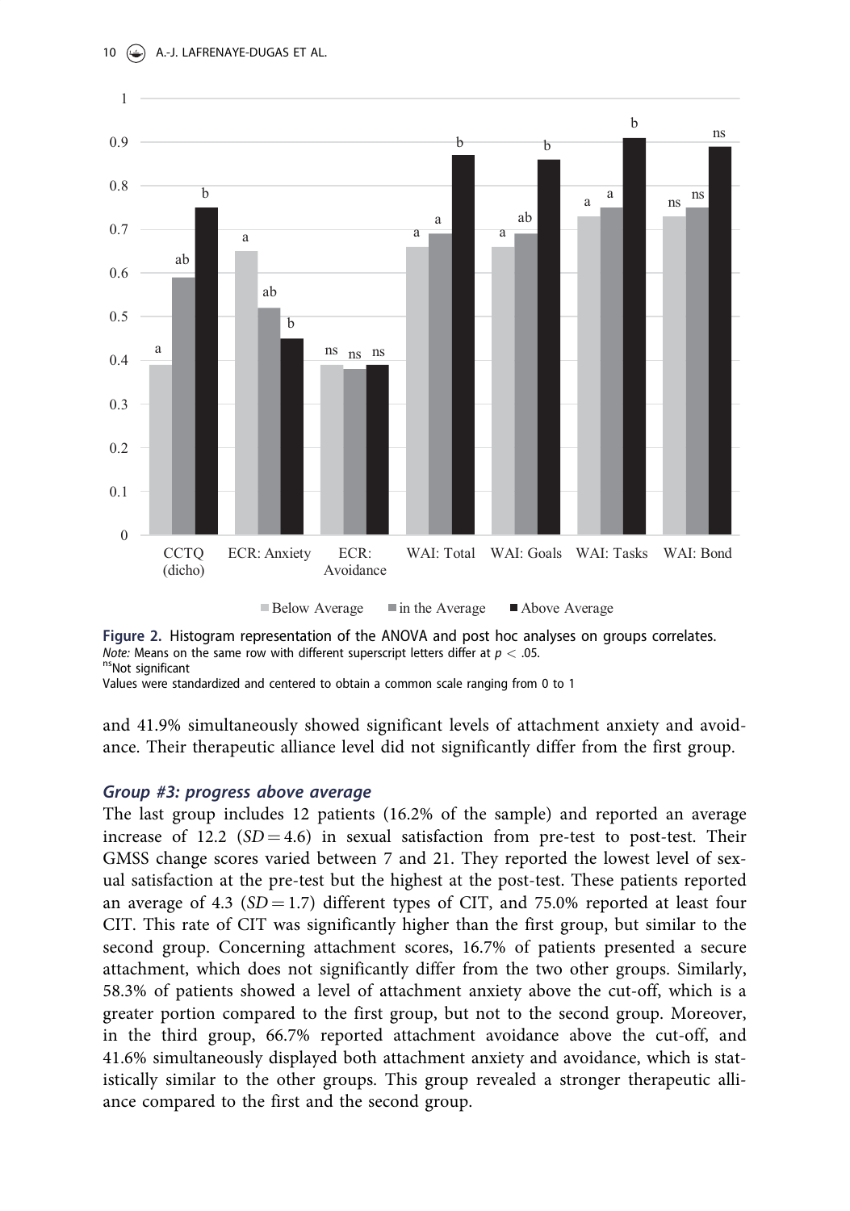1

0.9

0.8

0.7

0.6

0.5

0.4

0.3

0.2

0.1

0

a ab b

a ab b

ns ns ns

a a b

a ab b

a a b

ns ns ns

CCTQ (dicho)

ECR: Anxiety

ECR: Avoidance

WAI: Total

WAI: Goals

WAI: Tasks

WAI: Bond

Below Average

in the Average

Above Average

**Figure 2.** Histogram representation of the ANOVA and post hoc analyses on groups correlates.
*Note:* Means on the same row with different superscript letters differ at $p < .05$.
[ns]Not significant
Values were standardized and centered to obtain a common scale ranging from 0 to 1

and 41.9% simultaneously showed significant levels of attachment anxiety and avoidance. Their therapeutic alliance level did not significantly differ from the first group.

### *Group #3: progress above average*

The last group includes 12 patients (16.2% of the sample) and reported an average increase of 12.2 ($SD = 4.6$) in sexual satisfaction from pre-test to post-test. Their GMSS change scores varied between 7 and 21. They reported the lowest level of sexual satisfaction at the pre-test but the highest at the post-test. These patients reported an average of 4.3 ($SD = 1.7$) different types of CIT, and 75.0% reported at least four CIT. This rate of CIT was significantly higher than the first group, but similar to the second group. Concerning attachment scores, 16.7% of patients presented a secure attachment, which does not significantly differ from the two other groups. Similarly, 58.3% of patients showed a level of attachment anxiety above the cut-off, which is a greater portion compared to the first group, but not to the second group. Moreover, in the third group, 66.7% reported attachment avoidance above the cut-off, and 41.6% simultaneously displayed both attachment anxiety and avoidance, which is statistically similar to the other groups. This group revealed a stronger therapeutic alliance compared to the first and the second group.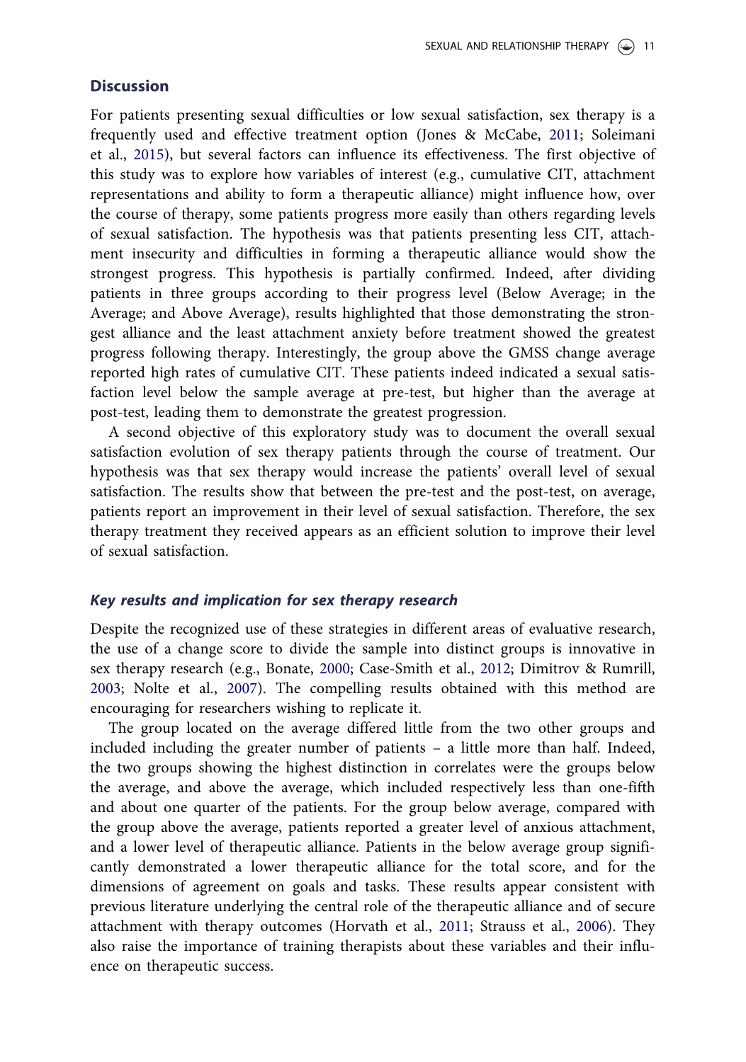## Discussion

For patients presenting sexual difficulties or low sexual satisfaction, sex therapy is a frequently used and effective treatment option (Jones & McCabe, 2011; Soleimani et al., 2015), but several factors can influence its effectiveness. The first objective of this study was to explore how variables of interest (e.g., cumulative CIT, attachment representations and ability to form a therapeutic alliance) might influence how, over the course of therapy, some patients progress more easily than others regarding levels of sexual satisfaction. The hypothesis was that patients presenting less CIT, attachment insecurity and difficulties in forming a therapeutic alliance would show the strongest progress. This hypothesis is partially confirmed. Indeed, after dividing patients in three groups according to their progress level (Below Average; in the Average; and Above Average), results highlighted that those demonstrating the strongest alliance and the least attachment anxiety before treatment showed the greatest progress following therapy. Interestingly, the group above the GMSS change average reported high rates of cumulative CIT. These patients indeed indicated a sexual satisfaction level below the sample average at pre-test, but higher than the average at post-test, leading them to demonstrate the greatest progression.

A second objective of this exploratory study was to document the overall sexual satisfaction evolution of sex therapy patients through the course of treatment. Our hypothesis was that sex therapy would increase the patients' overall level of sexual satisfaction. The results show that between the pre-test and the post-test, on average, patients report an improvement in their level of sexual satisfaction. Therefore, the sex therapy treatment they received appears as an efficient solution to improve their level of sexual satisfaction.

### *Key results and implication for sex therapy research*

Despite the recognized use of these strategies in different areas of evaluative research, the use of a change score to divide the sample into distinct groups is innovative in sex therapy research (e.g., Bonate, 2000; Case-Smith et al., 2012; Dimitrov & Rumrill, 2003; Nolte et al., 2007). The compelling results obtained with this method are encouraging for researchers wishing to replicate it.

The group located on the average differed little from the two other groups and included including the greater number of patients – a little more than half. Indeed, the two groups showing the highest distinction in correlates were the groups below the average, and above the average, which included respectively less than one-fifth and about one quarter of the patients. For the group below average, compared with the group above the average, patients reported a greater level of anxious attachment, and a lower level of therapeutic alliance. Patients in the below average group significantly demonstrated a lower therapeutic alliance for the total score, and for the dimensions of agreement on goals and tasks. These results appear consistent with previous literature underlying the central role of the therapeutic alliance and of secure attachment with therapy outcomes (Horvath et al., 2011; Strauss et al., 2006). They also raise the importance of training therapists about these variables and their influence on therapeutic success.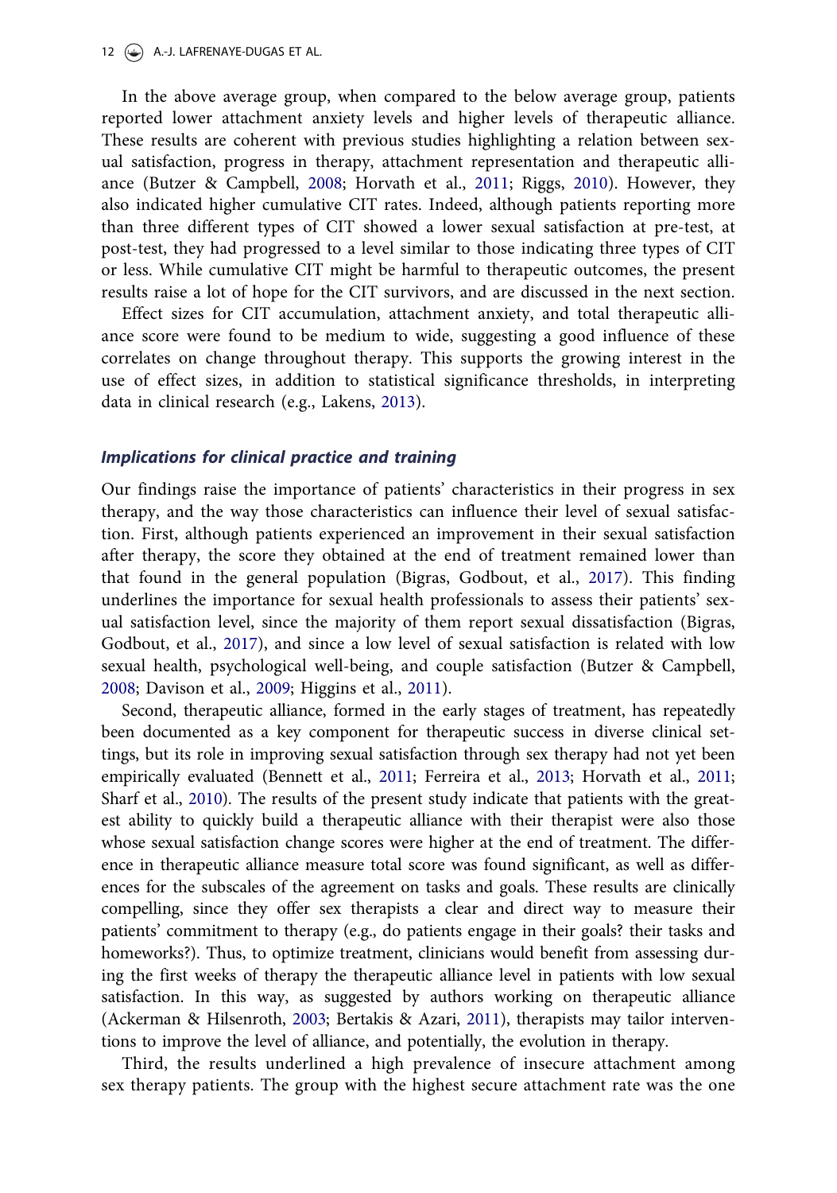In the above average group, when compared to the below average group, patients reported lower attachment anxiety levels and higher levels of therapeutic alliance. These results are coherent with previous studies highlighting a relation between sexual satisfaction, progress in therapy, attachment representation and therapeutic alliance (Butzer & Campbell, 2008; Horvath et al., 2011; Riggs, 2010). However, they also indicated higher cumulative CIT rates. Indeed, although patients reporting more than three different types of CIT showed a lower sexual satisfaction at pre-test, at post-test, they had progressed to a level similar to those indicating three types of CIT or less. While cumulative CIT might be harmful to therapeutic outcomes, the present results raise a lot of hope for the CIT survivors, and are discussed in the next section.

Effect sizes for CIT accumulation, attachment anxiety, and total therapeutic alliance score were found to be medium to wide, suggesting a good influence of these correlates on change throughout therapy. This supports the growing interest in the use of effect sizes, in addition to statistical significance thresholds, in interpreting data in clinical research (e.g., Lakens, 2013).

### *Implications for clinical practice and training*

Our findings raise the importance of patients' characteristics in their progress in sex therapy, and the way those characteristics can influence their level of sexual satisfaction. First, although patients experienced an improvement in their sexual satisfaction after therapy, the score they obtained at the end of treatment remained lower than that found in the general population (Bigras, Godbout, et al., 2017). This finding underlines the importance for sexual health professionals to assess their patients' sexual satisfaction level, since the majority of them report sexual dissatisfaction (Bigras, Godbout, et al., 2017), and since a low level of sexual satisfaction is related with low sexual health, psychological well-being, and couple satisfaction (Butzer & Campbell, 2008; Davison et al., 2009; Higgins et al., 2011).

Second, therapeutic alliance, formed in the early stages of treatment, has repeatedly been documented as a key component for therapeutic success in diverse clinical settings, but its role in improving sexual satisfaction through sex therapy had not yet been empirically evaluated (Bennett et al., 2011; Ferreira et al., 2013; Horvath et al., 2011; Sharf et al., 2010). The results of the present study indicate that patients with the greatest ability to quickly build a therapeutic alliance with their therapist were also those whose sexual satisfaction change scores were higher at the end of treatment. The difference in therapeutic alliance measure total score was found significant, as well as differences for the subscales of the agreement on tasks and goals. These results are clinically compelling, since they offer sex therapists a clear and direct way to measure their patients' commitment to therapy (e.g., do patients engage in their goals? their tasks and homeworks?). Thus, to optimize treatment, clinicians would benefit from assessing during the first weeks of therapy the therapeutic alliance level in patients with low sexual satisfaction. In this way, as suggested by authors working on therapeutic alliance (Ackerman & Hilsenroth, 2003; Bertakis & Azari, 2011), therapists may tailor interventions to improve the level of alliance, and potentially, the evolution in therapy.

Third, the results underlined a high prevalence of insecure attachment among sex therapy patients. The group with the highest secure attachment rate was the one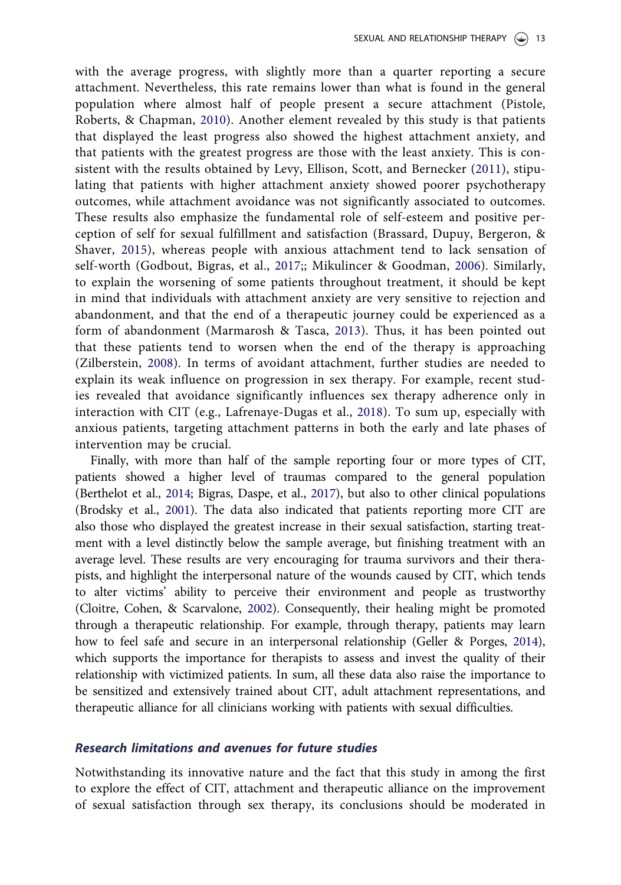with the average progress, with slightly more than a quarter reporting a secure attachment. Nevertheless, this rate remains lower than what is found in the general population where almost half of people present a secure attachment (Pistole, Roberts, & Chapman, 2010). Another element revealed by this study is that patients that displayed the least progress also showed the highest attachment anxiety, and that patients with the greatest progress are those with the least anxiety. This is consistent with the results obtained by Levy, Ellison, Scott, and Bernecker (2011), stipulating that patients with higher attachment anxiety showed poorer psychotherapy outcomes, while attachment avoidance was not significantly associated to outcomes. These results also emphasize the fundamental role of self-esteem and positive perception of self for sexual fulfillment and satisfaction (Brassard, Dupuy, Bergeron, & Shaver, 2015), whereas people with anxious attachment tend to lack sensation of self-worth (Godbout, Bigras, et al., 2017;; Mikulincer & Goodman, 2006). Similarly, to explain the worsening of some patients throughout treatment, it should be kept in mind that individuals with attachment anxiety are very sensitive to rejection and abandonment, and that the end of a therapeutic journey could be experienced as a form of abandonment (Marmarosh & Tasca, 2013). Thus, it has been pointed out that these patients tend to worsen when the end of the therapy is approaching (Zilberstein, 2008). In terms of avoidant attachment, further studies are needed to explain its weak influence on progression in sex therapy. For example, recent studies revealed that avoidance significantly influences sex therapy adherence only in interaction with CIT (e.g., Lafrenaye-Dugas et al., 2018). To sum up, especially with anxious patients, targeting attachment patterns in both the early and late phases of intervention may be crucial.

Finally, with more than half of the sample reporting four or more types of CIT, patients showed a higher level of traumas compared to the general population (Berthelot et al., 2014; Bigras, Daspe, et al., 2017), but also to other clinical populations (Brodsky et al., 2001). The data also indicated that patients reporting more CIT are also those who displayed the greatest increase in their sexual satisfaction, starting treatment with a level distinctly below the sample average, but finishing treatment with an average level. These results are very encouraging for trauma survivors and their therapists, and highlight the interpersonal nature of the wounds caused by CIT, which tends to alter victims' ability to perceive their environment and people as trustworthy (Cloitre, Cohen, & Scarvalone, 2002). Consequently, their healing might be promoted through a therapeutic relationship. For example, through therapy, patients may learn how to feel safe and secure in an interpersonal relationship (Geller & Porges, 2014), which supports the importance for therapists to assess and invest the quality of their relationship with victimized patients. In sum, all these data also raise the importance to be sensitized and extensively trained about CIT, adult attachment representations, and therapeutic alliance for all clinicians working with patients with sexual difficulties.

### *Research limitations and avenues for future studies*

Notwithstanding its innovative nature and the fact that this study in among the first to explore the effect of CIT, attachment and therapeutic alliance on the improvement of sexual satisfaction through sex therapy, its conclusions should be moderated in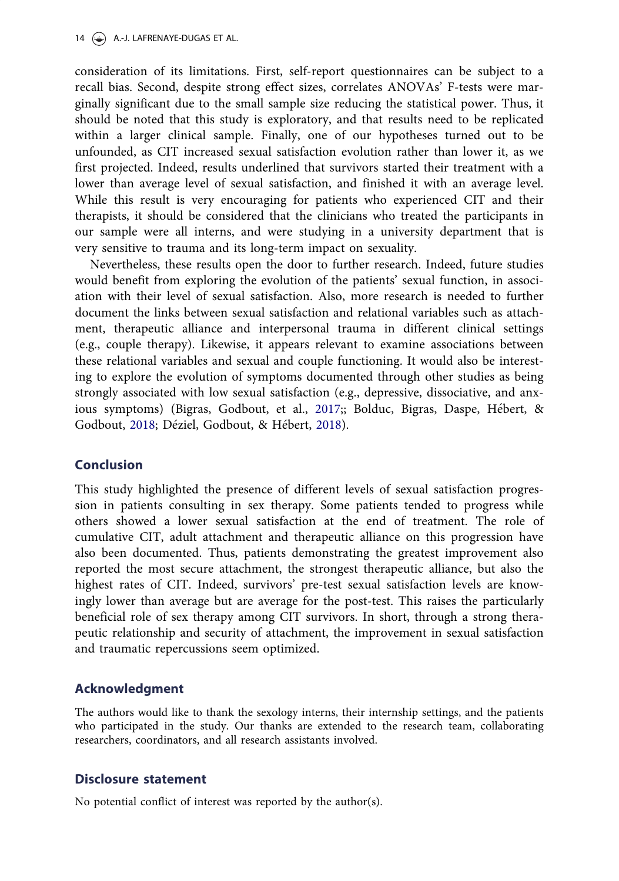consideration of its limitations. First, self-report questionnaires can be subject to a recall bias. Second, despite strong effect sizes, correlates ANOVAs' F-tests were marginally significant due to the small sample size reducing the statistical power. Thus, it should be noted that this study is exploratory, and that results need to be replicated within a larger clinical sample. Finally, one of our hypotheses turned out to be unfounded, as CIT increased sexual satisfaction evolution rather than lower it, as we first projected. Indeed, results underlined that survivors started their treatment with a lower than average level of sexual satisfaction, and finished it with an average level. While this result is very encouraging for patients who experienced CIT and their therapists, it should be considered that the clinicians who treated the participants in our sample were all interns, and were studying in a university department that is very sensitive to trauma and its long-term impact on sexuality.

Nevertheless, these results open the door to further research. Indeed, future studies would benefit from exploring the evolution of the patients' sexual function, in association with their level of sexual satisfaction. Also, more research is needed to further document the links between sexual satisfaction and relational variables such as attachment, therapeutic alliance and interpersonal trauma in different clinical settings (e.g., couple therapy). Likewise, it appears relevant to examine associations between these relational variables and sexual and couple functioning. It would also be interesting to explore the evolution of symptoms documented through other studies as being strongly associated with low sexual satisfaction (e.g., depressive, dissociative, and anxious symptoms) (Bigras, Godbout, et al., 2017;; Bolduc, Bigras, Daspe, Hébert, & Godbout, 2018; Déziel, Godbout, & Hébert, 2018).

## Conclusion

This study highlighted the presence of different levels of sexual satisfaction progression in patients consulting in sex therapy. Some patients tended to progress while others showed a lower sexual satisfaction at the end of treatment. The role of cumulative CIT, adult attachment and therapeutic alliance on this progression have also been documented. Thus, patients demonstrating the greatest improvement also reported the most secure attachment, the strongest therapeutic alliance, but also the highest rates of CIT. Indeed, survivors' pre-test sexual satisfaction levels are knowingly lower than average but are average for the post-test. This raises the particularly beneficial role of sex therapy among CIT survivors. In short, through a strong therapeutic relationship and security of attachment, the improvement in sexual satisfaction and traumatic repercussions seem optimized.

## Acknowledgment

The authors would like to thank the sexology interns, their internship settings, and the patients who participated in the study. Our thanks are extended to the research team, collaborating researchers, coordinators, and all research assistants involved.

## Disclosure statement

No potential conflict of interest was reported by the author(s).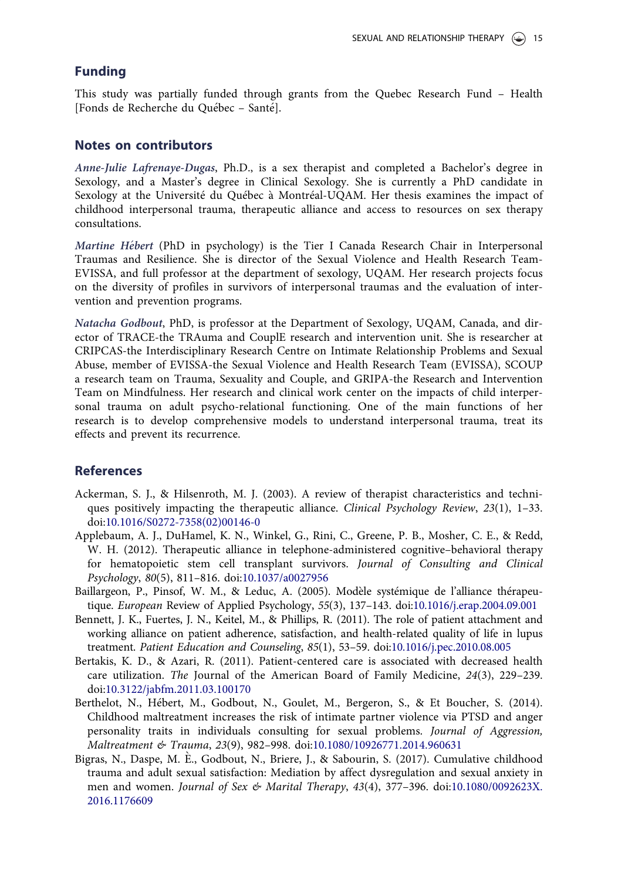## Funding

This study was partially funded through grants from the Quebec Research Fund – Health [Fonds de Recherche du Québec – Santé].

## Notes on contributors

*Anne-Julie Lafrenaye-Dugas*, Ph.D., is a sex therapist and completed a Bachelor's degree in Sexology, and a Master's degree in Clinical Sexology. She is currently a PhD candidate in Sexology at the Université du Québec à Montréal-UQAM. Her thesis examines the impact of childhood interpersonal trauma, therapeutic alliance and access to resources on sex therapy consultations.

*Martine Hébert* (PhD in psychology) is the Tier I Canada Research Chair in Interpersonal Traumas and Resilience. She is director of the Sexual Violence and Health Research Team-EVISSA, and full professor at the department of sexology, UQAM. Her research projects focus on the diversity of profiles in survivors of interpersonal traumas and the evaluation of intervention and prevention programs.

*Natacha Godbout*, PhD, is professor at the Department of Sexology, UQAM, Canada, and director of TRACE-the TRAuma and CouplE research and intervention unit. She is researcher at CRIPCAS-the Interdisciplinary Research Centre on Intimate Relationship Problems and Sexual Abuse, member of EVISSA-the Sexual Violence and Health Research Team (EVISSA), SCOUP a research team on Trauma, Sexuality and Couple, and GRIPA-the Research and Intervention Team on Mindfulness. Her research and clinical work center on the impacts of child interpersonal trauma on adult psycho-relational functioning. One of the main functions of her research is to develop comprehensive models to understand interpersonal trauma, treat its effects and prevent its recurrence.

## References

Ackerman, S. J., & Hilsenroth, M. J. (2003). A review of therapist characteristics and techniques positively impacting the therapeutic alliance. *Clinical Psychology Review*, *23*(1), 1–33. doi:10.1016/S0272-7358(02)00146-0

Applebaum, A. J., DuHamel, K. N., Winkel, G., Rini, C., Greene, P. B., Mosher, C. E., & Redd, W. H. (2012). Therapeutic alliance in telephone-administered cognitive–behavioral therapy for hematopoietic stem cell transplant survivors. *Journal of Consulting and Clinical Psychology*, *80*(5), 811–816. doi:10.1037/a0027956

Baillargeon, P., Pinsof, W. M., & Leduc, A. (2005). Modèle systémique de l'alliance thérapeutique. *European* Review of Applied Psychology, *55*(3), 137–143. doi:10.1016/j.erap.2004.09.001

Bennett, J. K., Fuertes, J. N., Keitel, M., & Phillips, R. (2011). The role of patient attachment and working alliance on patient adherence, satisfaction, and health-related quality of life in lupus treatment. *Patient Education and Counseling*, *85*(1), 53–59. doi:10.1016/j.pec.2010.08.005

Bertakis, K. D., & Azari, R. (2011). Patient-centered care is associated with decreased health care utilization. *The* Journal of the American Board of Family Medicine, *24*(3), 229–239. doi:10.3122/jabfm.2011.03.100170

Berthelot, N., Hébert, M., Godbout, N., Goulet, M., Bergeron, S., & Et Boucher, S. (2014). Childhood maltreatment increases the risk of intimate partner violence via PTSD and anger personality traits in individuals consulting for sexual problems. *Journal of Aggression, Maltreatment & Trauma*, *23*(9), 982–998. doi:10.1080/10926771.2014.960631

Bigras, N., Daspe, M. È., Godbout, N., Briere, J., & Sabourin, S. (2017). Cumulative childhood trauma and adult sexual satisfaction: Mediation by affect dysregulation and sexual anxiety in men and women. *Journal of Sex & Marital Therapy*, *43*(4), 377–396. doi:10.1080/0092623X.2016.1176609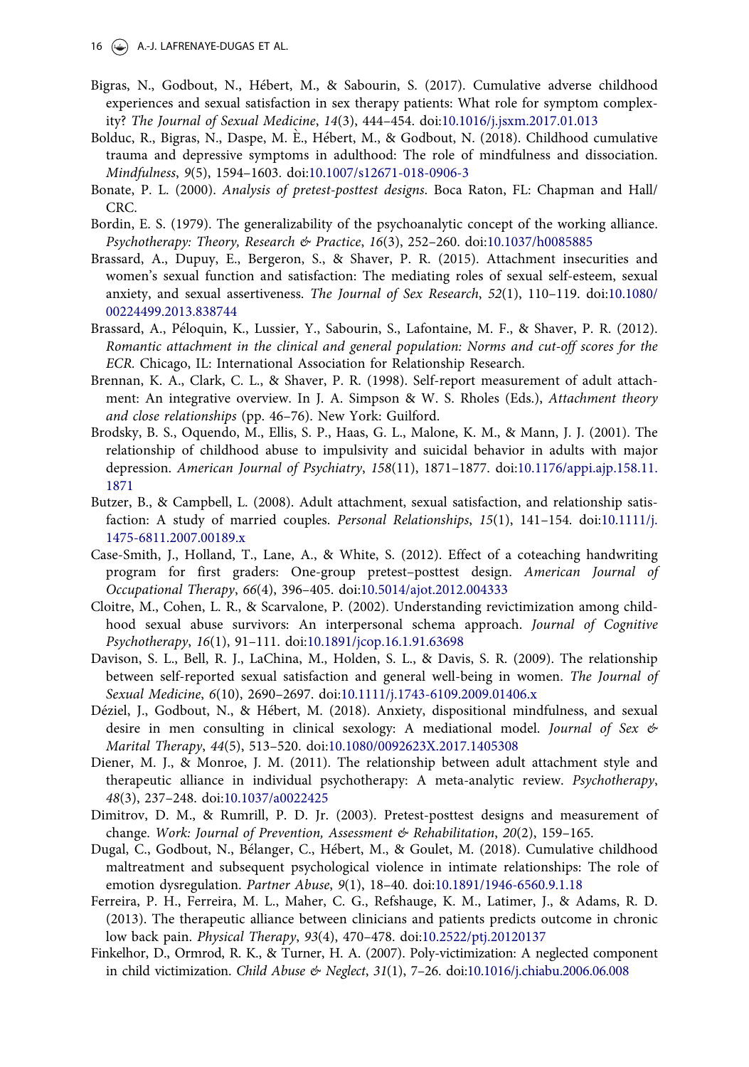Bigras, N., Godbout, N., Hébert, M., & Sabourin, S. (2017). Cumulative adverse childhood experiences and sexual satisfaction in sex therapy patients: What role for symptom complexity? *The Journal of Sexual Medicine*, *14*(3), 444–454. doi:10.1016/j.jsxm.2017.01.013

Bolduc, R., Bigras, N., Daspe, M. È., Hébert, M., & Godbout, N. (2018). Childhood cumulative trauma and depressive symptoms in adulthood: The role of mindfulness and dissociation. *Mindfulness*, *9*(5), 1594–1603. doi:10.1007/s12671-018-0906-3

Bonate, P. L. (2000). *Analysis of pretest-posttest designs*. Boca Raton, FL: Chapman and Hall/CRC.

Bordin, E. S. (1979). The generalizability of the psychoanalytic concept of the working alliance. *Psychotherapy: Theory, Research & Practice*, *16*(3), 252–260. doi:10.1037/h0085885

Brassard, A., Dupuy, E., Bergeron, S., & Shaver, P. R. (2015). Attachment insecurities and women's sexual function and satisfaction: The mediating roles of sexual self-esteem, sexual anxiety, and sexual assertiveness. *The Journal of Sex Research*, *52*(1), 110–119. doi:10.1080/00224499.2013.838744

Brassard, A., Péloquin, K., Lussier, Y., Sabourin, S., Lafontaine, M. F., & Shaver, P. R. (2012). *Romantic attachment in the clinical and general population: Norms and cut-off scores for the ECR*. Chicago, IL: International Association for Relationship Research.

Brennan, K. A., Clark, C. L., & Shaver, P. R. (1998). Self-report measurement of adult attachment: An integrative overview. In J. A. Simpson & W. S. Rholes (Eds.), *Attachment theory and close relationships* (pp. 46–76). New York: Guilford.

Brodsky, B. S., Oquendo, M., Ellis, S. P., Haas, G. L., Malone, K. M., & Mann, J. J. (2001). The relationship of childhood abuse to impulsivity and suicidal behavior in adults with major depression. *American Journal of Psychiatry*, *158*(11), 1871–1877. doi:10.1176/appi.ajp.158.11.1871

Butzer, B., & Campbell, L. (2008). Adult attachment, sexual satisfaction, and relationship satisfaction: A study of married couples. *Personal Relationships*, *15*(1), 141–154. doi:10.1111/j.1475-6811.2007.00189.x

Case-Smith, J., Holland, T., Lane, A., & White, S. (2012). Effect of a coteaching handwriting program for first graders: One-group pretest–posttest design. *American Journal of Occupational Therapy*, *66*(4), 396–405. doi:10.5014/ajot.2012.004333

Cloitre, M., Cohen, L. R., & Scarvalone, P. (2002). Understanding revictimization among childhood sexual abuse survivors: An interpersonal schema approach. *Journal of Cognitive Psychotherapy*, *16*(1), 91–111. doi:10.1891/jcop.16.1.91.63698

Davison, S. L., Bell, R. J., LaChina, M., Holden, S. L., & Davis, S. R. (2009). The relationship between self-reported sexual satisfaction and general well-being in women. *The Journal of Sexual Medicine*, *6*(10), 2690–2697. doi:10.1111/j.1743-6109.2009.01406.x

Déziel, J., Godbout, N., & Hébert, M. (2018). Anxiety, dispositional mindfulness, and sexual desire in men consulting in clinical sexology: A mediational model. *Journal of Sex & Marital Therapy*, *44*(5), 513–520. doi:10.1080/0092623X.2017.1405308

Diener, M. J., & Monroe, J. M. (2011). The relationship between adult attachment style and therapeutic alliance in individual psychotherapy: A meta-analytic review. *Psychotherapy*, *48*(3), 237–248. doi:10.1037/a0022425

Dimitrov, D. M., & Rumrill, P. D. Jr. (2003). Pretest-posttest designs and measurement of change. *Work: Journal of Prevention, Assessment & Rehabilitation*, *20*(2), 159–165.

Dugal, C., Godbout, N., Bélanger, C., Hébert, M., & Goulet, M. (2018). Cumulative childhood maltreatment and subsequent psychological violence in intimate relationships: The role of emotion dysregulation. *Partner Abuse*, *9*(1), 18–40. doi:10.1891/1946-6560.9.1.18

Ferreira, P. H., Ferreira, M. L., Maher, C. G., Refshauge, K. M., Latimer, J., & Adams, R. D. (2013). The therapeutic alliance between clinicians and patients predicts outcome in chronic low back pain. *Physical Therapy*, *93*(4), 470–478. doi:10.2522/ptj.20120137

Finkelhor, D., Ormrod, R. K., & Turner, H. A. (2007). Poly-victimization: A neglected component in child victimization. *Child Abuse & Neglect*, *31*(1), 7–26. doi:10.1016/j.chiabu.2006.06.008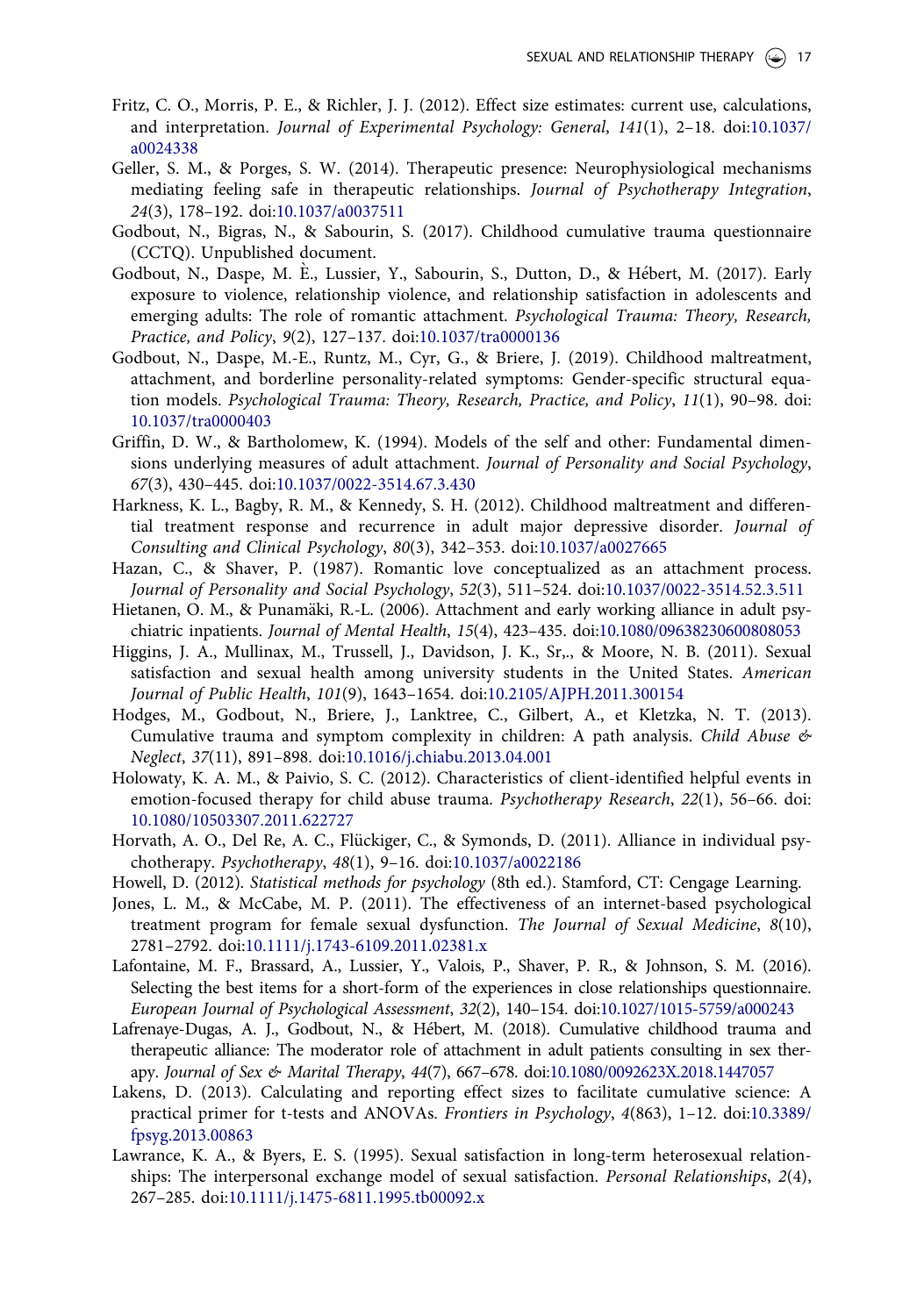Fritz, C. O., Morris, P. E., & Richler, J. J. (2012). Effect size estimates: current use, calculations, and interpretation. *Journal of Experimental Psychology: General*, *141*(1), 2–18. doi:10.1037/a0024338

Geller, S. M., & Porges, S. W. (2014). Therapeutic presence: Neurophysiological mechanisms mediating feeling safe in therapeutic relationships. *Journal of Psychotherapy Integration*, *24*(3), 178–192. doi:10.1037/a0037511

Godbout, N., Bigras, N., & Sabourin, S. (2017). Childhood cumulative trauma questionnaire (CCTQ). Unpublished document.

Godbout, N., Daspe, M. È., Lussier, Y., Sabourin, S., Dutton, D., & Hébert, M. (2017). Early exposure to violence, relationship violence, and relationship satisfaction in adolescents and emerging adults: The role of romantic attachment. *Psychological Trauma: Theory, Research, Practice, and Policy*, *9*(2), 127–137. doi:10.1037/tra0000136

Godbout, N., Daspe, M.-E., Runtz, M., Cyr, G., & Briere, J. (2019). Childhood maltreatment, attachment, and borderline personality-related symptoms: Gender-specific structural equation models. *Psychological Trauma: Theory, Research, Practice, and Policy*, *11*(1), 90–98. doi:10.1037/tra0000403

Griffin, D. W., & Bartholomew, K. (1994). Models of the self and other: Fundamental dimensions underlying measures of adult attachment. *Journal of Personality and Social Psychology*, *67*(3), 430–445. doi:10.1037/0022-3514.67.3.430

Harkness, K. L., Bagby, R. M., & Kennedy, S. H. (2012). Childhood maltreatment and differential treatment response and recurrence in adult major depressive disorder. *Journal of Consulting and Clinical Psychology*, *80*(3), 342–353. doi:10.1037/a0027665

Hazan, C., & Shaver, P. (1987). Romantic love conceptualized as an attachment process. *Journal of Personality and Social Psychology*, *52*(3), 511–524. doi:10.1037/0022-3514.52.3.511

Hietanen, O. M., & Punamäki, R.-L. (2006). Attachment and early working alliance in adult psychiatric inpatients. *Journal of Mental Health*, *15*(4), 423–435. doi:10.1080/09638230600808053

Higgins, J. A., Mullinax, M., Trussell, J., Davidson, J. K., Sr,., & Moore, N. B. (2011). Sexual satisfaction and sexual health among university students in the United States. *American Journal of Public Health*, *101*(9), 1643–1654. doi:10.2105/AJPH.2011.300154

Hodges, M., Godbout, N., Briere, J., Lanktree, C., Gilbert, A., et Kletzka, N. T. (2013). Cumulative trauma and symptom complexity in children: A path analysis. *Child Abuse & Neglect*, *37*(11), 891–898. doi:10.1016/j.chiabu.2013.04.001

Holowaty, K. A. M., & Paivio, S. C. (2012). Characteristics of client-identified helpful events in emotion-focused therapy for child abuse trauma. *Psychotherapy Research*, *22*(1), 56–66. doi:10.1080/10503307.2011.622727

Horvath, A. O., Del Re, A. C., Flückiger, C., & Symonds, D. (2011). Alliance in individual psychotherapy. *Psychotherapy*, *48*(1), 9–16. doi:10.1037/a0022186

Howell, D. (2012). *Statistical methods for psychology* (8th ed.). Stamford, CT: Cengage Learning.

Jones, L. M., & McCabe, M. P. (2011). The effectiveness of an internet-based psychological treatment program for female sexual dysfunction. *The Journal of Sexual Medicine*, *8*(10), 2781–2792. doi:10.1111/j.1743-6109.2011.02381.x

Lafontaine, M. F., Brassard, A., Lussier, Y., Valois, P., Shaver, P. R., & Johnson, S. M. (2016). Selecting the best items for a short-form of the experiences in close relationships questionnaire. *European Journal of Psychological Assessment*, *32*(2), 140–154. doi:10.1027/1015-5759/a000243

Lafrenaye-Dugas, A. J., Godbout, N., & Hébert, M. (2018). Cumulative childhood trauma and therapeutic alliance: The moderator role of attachment in adult patients consulting in sex therapy. *Journal of Sex & Marital Therapy*, *44*(7), 667–678. doi:10.1080/0092623X.2018.1447057

Lakens, D. (2013). Calculating and reporting effect sizes to facilitate cumulative science: A practical primer for t-tests and ANOVAs. *Frontiers in Psychology*, *4*(863), 1–12. doi:10.3389/fpsyg.2013.00863

Lawrance, K. A., & Byers, E. S. (1995). Sexual satisfaction in long-term heterosexual relationships: The interpersonal exchange model of sexual satisfaction. *Personal Relationships*, *2*(4), 267–285. doi:10.1111/j.1475-6811.1995.tb00092.x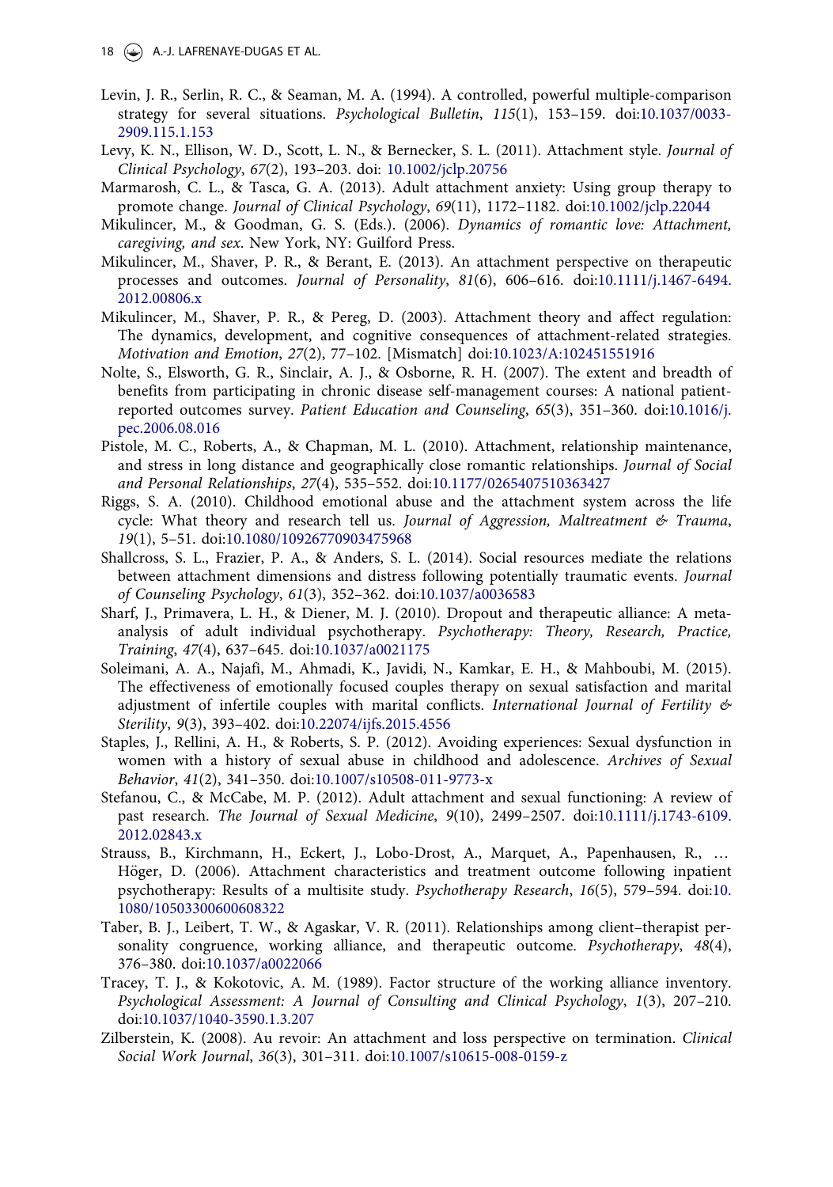Levin, J. R., Serlin, R. C., & Seaman, M. A. (1994). A controlled, powerful multiple-comparison strategy for several situations. *Psychological Bulletin*, *115*(1), 153–159. doi:10.1037/0033-2909.115.1.153

Levy, K. N., Ellison, W. D., Scott, L. N., & Bernecker, S. L. (2011). Attachment style. *Journal of Clinical Psychology*, *67*(2), 193–203. doi: 10.1002/jclp.20756

Marmarosh, C. L., & Tasca, G. A. (2013). Adult attachment anxiety: Using group therapy to promote change. *Journal of Clinical Psychology*, *69*(11), 1172–1182. doi:10.1002/jclp.22044

Mikulincer, M., & Goodman, G. S. (Eds.). (2006). *Dynamics of romantic love: Attachment, caregiving, and sex*. New York, NY: Guilford Press.

Mikulincer, M., Shaver, P. R., & Berant, E. (2013). An attachment perspective on therapeutic processes and outcomes. *Journal of Personality*, *81*(6), 606–616. doi:10.1111/j.1467-6494.2012.00806.x

Mikulincer, M., Shaver, P. R., & Pereg, D. (2003). Attachment theory and affect regulation: The dynamics, development, and cognitive consequences of attachment-related strategies. *Motivation and Emotion*, *27*(2), 77–102. [Mismatch] doi:10.1023/A:102451551916

Nolte, S., Elsworth, G. R., Sinclair, A. J., & Osborne, R. H. (2007). The extent and breadth of benefits from participating in chronic disease self-management courses: A national patient-reported outcomes survey. *Patient Education and Counseling*, *65*(3), 351–360. doi:10.1016/j.pec.2006.08.016

Pistole, M. C., Roberts, A., & Chapman, M. L. (2010). Attachment, relationship maintenance, and stress in long distance and geographically close romantic relationships. *Journal of Social and Personal Relationships*, *27*(4), 535–552. doi:10.1177/0265407510363427

Riggs, S. A. (2010). Childhood emotional abuse and the attachment system across the life cycle: What theory and research tell us. *Journal of Aggression, Maltreatment & Trauma*, *19*(1), 5–51. doi:10.1080/10926770903475968

Shallcross, S. L., Frazier, P. A., & Anders, S. L. (2014). Social resources mediate the relations between attachment dimensions and distress following potentially traumatic events. *Journal of Counseling Psychology*, *61*(3), 352–362. doi:10.1037/a0036583

Sharf, J., Primavera, L. H., & Diener, M. J. (2010). Dropout and therapeutic alliance: A meta-analysis of adult individual psychotherapy. *Psychotherapy: Theory, Research, Practice, Training*, *47*(4), 637–645. doi:10.1037/a0021175

Soleimani, A. A., Najafi, M., Ahmadi, K., Javidi, N., Kamkar, E. H., & Mahboubi, M. (2015). The effectiveness of emotionally focused couples therapy on sexual satisfaction and marital adjustment of infertile couples with marital conflicts. *International Journal of Fertility & Sterility*, *9*(3), 393–402. doi:10.22074/ijfs.2015.4556

Staples, J., Rellini, A. H., & Roberts, S. P. (2012). Avoiding experiences: Sexual dysfunction in women with a history of sexual abuse in childhood and adolescence. *Archives of Sexual Behavior*, *41*(2), 341–350. doi:10.1007/s10508-011-9773-x

Stefanou, C., & McCabe, M. P. (2012). Adult attachment and sexual functioning: A review of past research. *The Journal of Sexual Medicine*, *9*(10), 2499–2507. doi:10.1111/j.1743-6109.2012.02843.x

Strauss, B., Kirchmann, H., Eckert, J., Lobo-Drost, A., Marquet, A., Papenhausen, R., … Höger, D. (2006). Attachment characteristics and treatment outcome following inpatient psychotherapy: Results of a multisite study. *Psychotherapy Research*, *16*(5), 579–594. doi:10.1080/10503300600608322

Taber, B. J., Leibert, T. W., & Agaskar, V. R. (2011). Relationships among client–therapist personality congruence, working alliance, and therapeutic outcome. *Psychotherapy*, *48*(4), 376–380. doi:10.1037/a0022066

Tracey, T. J., & Kokotovic, A. M. (1989). Factor structure of the working alliance inventory. *Psychological Assessment: A Journal of Consulting and Clinical Psychology*, *1*(3), 207–210. doi:10.1037/1040-3590.1.3.207

Zilberstein, K. (2008). Au revoir: An attachment and loss perspective on termination. *Clinical Social Work Journal*, *36*(3), 301–311. doi:10.1007/s10615-008-0159-z